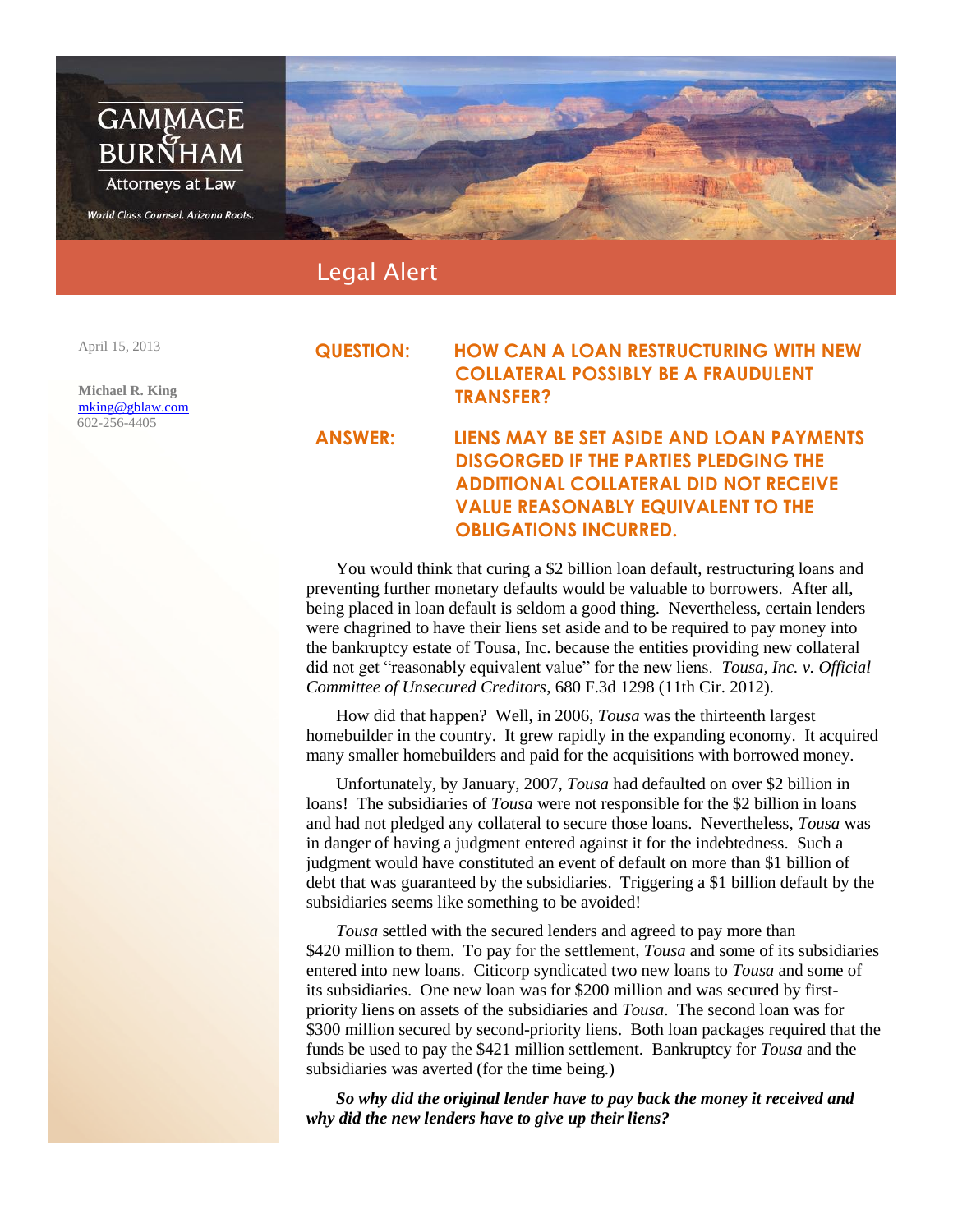GAMMAGE & BURNHAM

Attorneys at Law

*World Class Counsel. Arizona Roots.*

# Legal Alert

April 15, 2013

**Michael R. King**
mking@gblaw.com
602-256-4405

## QUESTION: HOW CAN A LOAN RESTRUCTURING WITH NEW COLLATERAL POSSIBLY BE A FRAUDULENT TRANSFER?

## ANSWER: LIENS MAY BE SET ASIDE AND LOAN PAYMENTS DISGORGED IF THE PARTIES PLEDGING THE ADDITIONAL COLLATERAL DID NOT RECEIVE VALUE REASONABLY EQUIVALENT TO THE OBLIGATIONS INCURRED.

You would think that curing a $2 billion loan default, restructuring loans and preventing further monetary defaults would be valuable to borrowers. After all, being placed in loan default is seldom a good thing. Nevertheless, certain lenders were chagrined to have their liens set aside and to be required to pay money into the bankruptcy estate of Tousa, Inc. because the entities providing new collateral did not get "reasonably equivalent value" for the new liens. *Tousa, Inc. v. Official Committee of Unsecured Creditors*, 680 F.3d 1298 (11th Cir. 2012).

How did that happen? Well, in 2006, *Tousa* was the thirteenth largest homebuilder in the country. It grew rapidly in the expanding economy. It acquired many smaller homebuilders and paid for the acquisitions with borrowed money.

Unfortunately, by January, 2007, *Tousa* had defaulted on over $2 billion in loans! The subsidiaries of *Tousa* were not responsible for the $2 billion in loans and had not pledged any collateral to secure those loans. Nevertheless, *Tousa* was in danger of having a judgment entered against it for the indebtedness. Such a judgment would have constituted an event of default on more than $1 billion of debt that was guaranteed by the subsidiaries. Triggering a $1 billion default by the subsidiaries seems like something to be avoided!

*Tousa* settled with the secured lenders and agreed to pay more than $420 million to them. To pay for the settlement, *Tousa* and some of its subsidiaries entered into new loans. Citicorp syndicated two new loans to *Tousa* and some of its subsidiaries. One new loan was for $200 million and was secured by first-priority liens on assets of the subsidiaries and *Tousa*. The second loan was for $300 million secured by second-priority liens. Both loan packages required that the funds be used to pay the $421 million settlement. Bankruptcy for *Tousa* and the subsidiaries was averted (for the time being.)

***So why did the original lender have to pay back the money it received and why did the new lenders have to give up their liens?***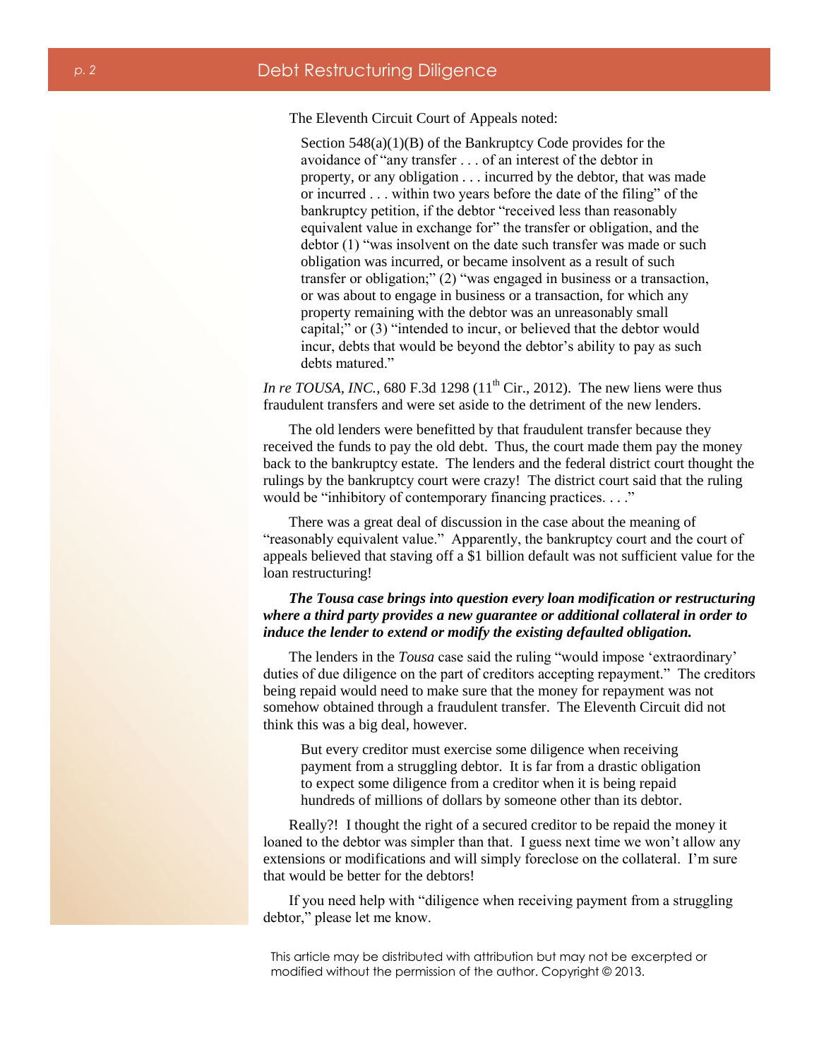The Eleventh Circuit Court of Appeals noted:

> Section 548(a)(1)(B) of the Bankruptcy Code provides for the avoidance of "any transfer . . . of an interest of the debtor in property, or any obligation . . . incurred by the debtor, that was made or incurred . . . within two years before the date of the filing" of the bankruptcy petition, if the debtor "received less than reasonably equivalent value in exchange for" the transfer or obligation, and the debtor (1) "was insolvent on the date such transfer was made or such obligation was incurred, or became insolvent as a result of such transfer or obligation;" (2) "was engaged in business or a transaction, or was about to engage in business or a transaction, for which any property remaining with the debtor was an unreasonably small capital;" or (3) "intended to incur, or believed that the debtor would incur, debts that would be beyond the debtor's ability to pay as such debts matured."

*In re TOUSA, INC.*, 680 F.3d 1298 (11th Cir., 2012). The new liens were thus fraudulent transfers and were set aside to the detriment of the new lenders.

The old lenders were benefitted by that fraudulent transfer because they received the funds to pay the old debt. Thus, the court made them pay the money back to the bankruptcy estate. The lenders and the federal district court thought the rulings by the bankruptcy court were crazy! The district court said that the ruling would be "inhibitory of contemporary financing practices. . . ."

There was a great deal of discussion in the case about the meaning of "reasonably equivalent value." Apparently, the bankruptcy court and the court of appeals believed that staving off a $1 billion default was not sufficient value for the loan restructuring!

***The Tousa case brings into question every loan modification or restructuring where a third party provides a new guarantee or additional collateral in order to induce the lender to extend or modify the existing defaulted obligation.***

The lenders in the *Tousa* case said the ruling "would impose 'extraordinary' duties of due diligence on the part of creditors accepting repayment." The creditors being repaid would need to make sure that the money for repayment was not somehow obtained through a fraudulent transfer. The Eleventh Circuit did not think this was a big deal, however.

> But every creditor must exercise some diligence when receiving payment from a struggling debtor. It is far from a drastic obligation to expect some diligence from a creditor when it is being repaid hundreds of millions of dollars by someone other than its debtor.

Really?! I thought the right of a secured creditor to be repaid the money it loaned to the debtor was simpler than that. I guess next time we won't allow any extensions or modifications and will simply foreclose on the collateral. I'm sure that would be better for the debtors!

If you need help with "diligence when receiving payment from a struggling debtor," please let me know.

This article may be distributed with attribution but may not be excerpted or modified without the permission of the author. Copyright © 2013.